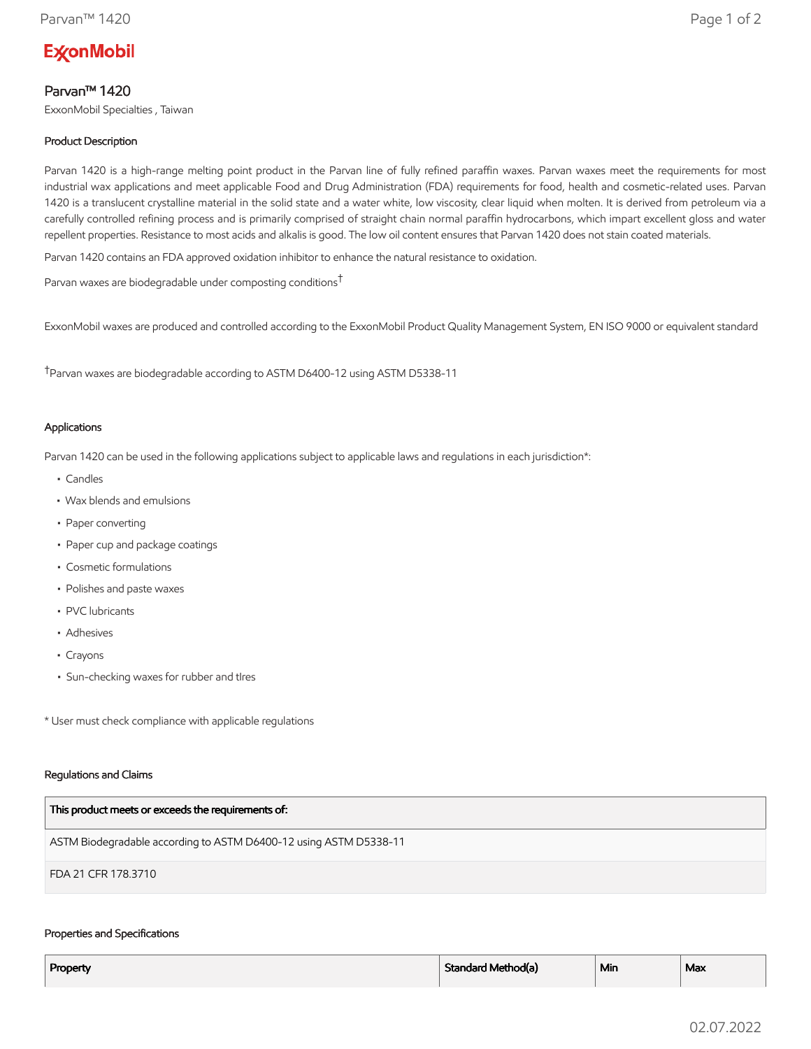# Parvan™ 1420

ExxonMobil Specialties , Taiwan

## Product Description

Parvan 1420 is a high-range melting point product in the Parvan line of fully refined paraffin waxes. Parvan waxes meet the requirements for most industrial wax applications and meet applicable Food and Drug Administration (FDA) requirements for food, health and cosmetic-related uses. Parvan 1420 is a translucent crystalline material in the solid state and a water white, low viscosity, clear liquid when molten. It is derived from petroleum via a carefully controlled refining process and is primarily comprised of straight chain normal paraffin hydrocarbons, which impart excellent gloss and water repellent properties. Resistance to most acids and alkalis is good. The low oil content ensures that Parvan 1420 does not stain coated materials.

Parvan 1420 contains an FDA approved oxidation inhibitor to enhance the natural resistance to oxidation.

Parvan waxes are biodegradable under composting conditions†

ExxonMobil waxes are produced and controlled according to the ExxonMobil Product Quality Management System, EN ISO 9000 or equivalent standard

†Parvan waxes are biodegradable according to ASTM D6400-12 using ASTM D5338-11

## Applications

Parvan 1420 can be used in the following applications subject to applicable laws and regulations in each jurisdiction*:

- Candles
- Wax blends and emulsions
- Paper converting
- Paper cup and package coatings
- Cosmetic formulations
- Polishes and paste waxes
- PVC lubricants
- Adhesives
- Crayons
- Sun-checking waxes for rubber and tires

* User must check compliance with applicable regulations

## Regulations and Claims

| This product meets or exceeds the requirements of: |
|---|
| ASTM Biodegradable according to ASTM D6400-12 using ASTM D5338-11 |
| FDA 21 CFR 178.3710 |

## Properties and Specifications

| Property | Standard Method(a) | Min | Max |
|---|---|---|---|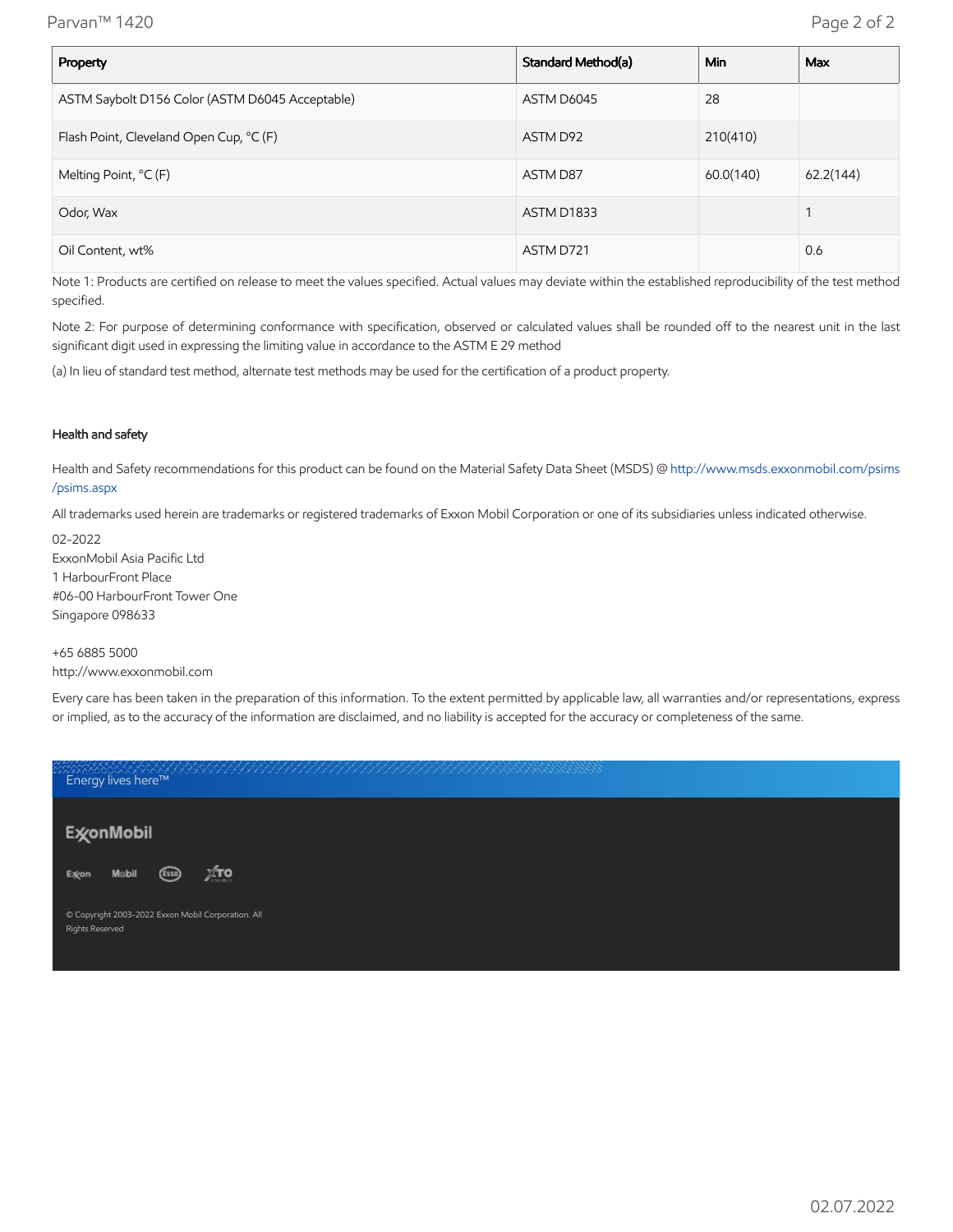| Property | Standard Method(a) | Min | Max |
|---|---|---|---|
| ASTM Saybolt D156 Color (ASTM D6045 Acceptable) | ASTM D6045 | 28 | |
| Flash Point, Cleveland Open Cup, °C (F) | ASTM D92 | 210(410) | |
| Melting Point, °C (F) | ASTM D87 | 60.0(140) | 62.2(144) |
| Odor, Wax | ASTM D1833 | | 1 |
| Oil Content, wt% | ASTM D721 | | 0.6 |

Note 1: Products are certified on release to meet the values specified. Actual values may deviate within the established reproducibility of the test method specified.

Note 2: For purpose of determining conformance with specification, observed or calculated values shall be rounded off to the nearest unit in the last significant digit used in expressing the limiting value in accordance to the ASTM E 29 method

(a) In lieu of standard test method, alternate test methods may be used for the certification of a product property.

### Health and safety

Health and Safety recommendations for this product can be found on the Material Safety Data Sheet (MSDS) @ http://www.msds.exxonmobil.com/psims/psims.aspx

All trademarks used herein are trademarks or registered trademarks of Exxon Mobil Corporation or one of its subsidiaries unless indicated otherwise.

02-2022
ExxonMobil Asia Pacific Ltd
1 HarbourFront Place
#06-00 HarbourFront Tower One
Singapore 098633

+65 6885 5000
http://www.exxonmobil.com

Every care has been taken in the preparation of this information. To the extent permitted by applicable law, all warranties and/or representations, express or implied, as to the accuracy of the information are disclaimed, and no liability is accepted for the accuracy or completeness of the same.

Energy lives here™

ExxonMobil

Exxon Mobil Esso XTO

© Copyright 2003-2022 Exxon Mobil Corporation. All Rights Reserved

02.07.2022